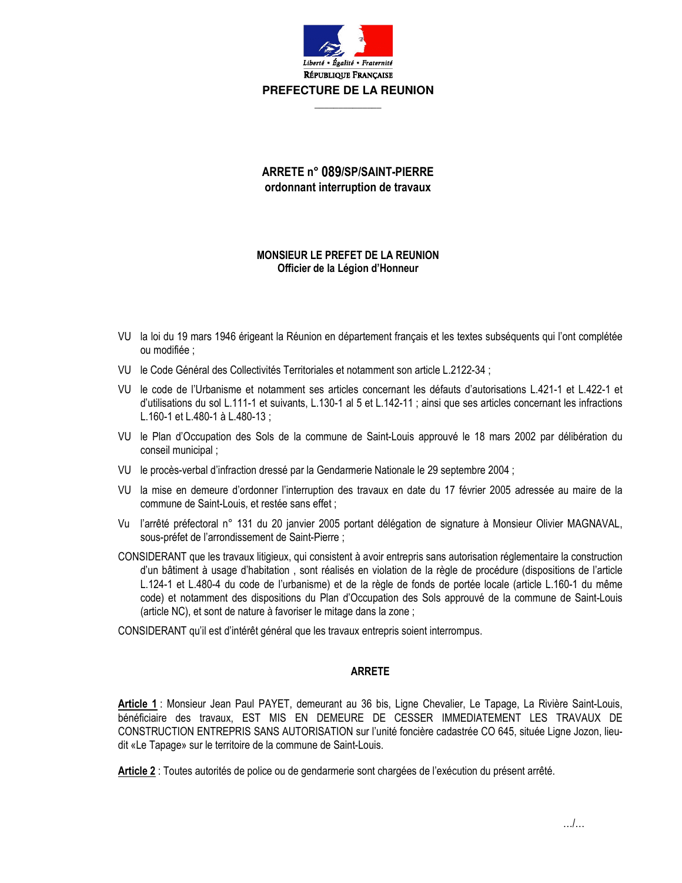Liberté • Égalité • Fraternité

RÉPUBLIQUE FRANÇAISE

**PREFECTURE DE LA REUNION**

## ARRETE n° 089/SP/SAINT-PIERRE
## ordonnant interruption de travaux

**MONSIEUR LE PREFET DE LA REUNION**
**Officier de la Légion d'Honneur**

VU la loi du 19 mars 1946 érigeant la Réunion en département français et les textes subséquents qui l'ont complétée ou modifiée ;

VU le Code Général des Collectivités Territoriales et notamment son article L.2122-34 ;

VU le code de l'Urbanisme et notamment ses articles concernant les défauts d'autorisations L.421-1 et L.422-1 et d'utilisations du sol L.111-1 et suivants, L.130-1 al 5 et L.142-11 ; ainsi que ses articles concernant les infractions L.160-1 et L.480-1 à L.480-13 ;

VU le Plan d'Occupation des Sols de la commune de Saint-Louis approuvé le 18 mars 2002 par délibération du conseil municipal ;

VU le procès-verbal d'infraction dressé par la Gendarmerie Nationale le 29 septembre 2004 ;

VU la mise en demeure d'ordonner l'interruption des travaux en date du 17 février 2005 adressée au maire de la commune de Saint-Louis, et restée sans effet ;

Vu l'arrêté préfectoral n° 131 du 20 janvier 2005 portant délégation de signature à Monsieur Olivier MAGNAVAL, sous-préfet de l'arrondissement de Saint-Pierre ;

CONSIDERANT que les travaux litigieux, qui consistent à avoir entrepris sans autorisation réglementaire la construction d'un bâtiment à usage d'habitation , sont réalisés en violation de la règle de procédure (dispositions de l'article L.124-1 et L.480-4 du code de l'urbanisme) et de la règle de fonds de portée locale (article L.160-1 du même code) et notamment des dispositions du Plan d'Occupation des Sols approuvé de la commune de Saint-Louis (article NC), et sont de nature à favoriser le mitage dans la zone ;

CONSIDERANT qu'il est d'intérêt général que les travaux entrepris soient interrompus.

**ARRETE**

**Article 1** : Monsieur Jean Paul PAYET, demeurant au 36 bis, Ligne Chevalier, Le Tapage, La Rivière Saint-Louis, bénéficiaire des travaux, EST MIS EN DEMEURE DE CESSER IMMEDIATEMENT LES TRAVAUX DE CONSTRUCTION ENTREPRIS SANS AUTORISATION sur l'unité foncière cadastrée CO 645, située Ligne Jozon, lieu-dit «Le Tapage» sur le territoire de la commune de Saint-Louis.

**Article 2** : Toutes autorités de police ou de gendarmerie sont chargées de l'exécution du présent arrêté.

.../...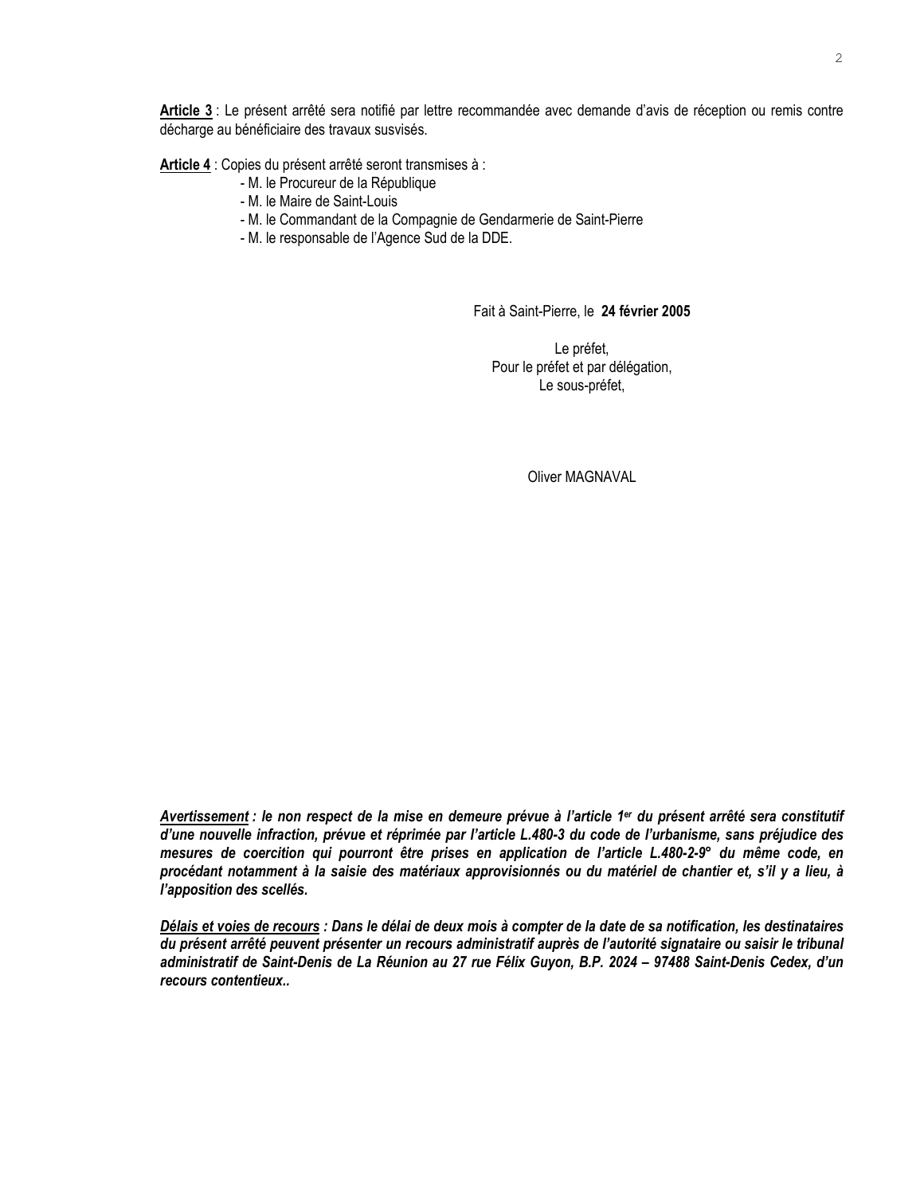**Article 3** : Le présent arrêté sera notifié par lettre recommandée avec demande d'avis de réception ou remis contre décharge au bénéficiaire des travaux susvisés.

**Article 4** : Copies du présent arrêté seront transmises à :

- M. le Procureur de la République
- M. le Maire de Saint-Louis
- M. le Commandant de la Compagnie de Gendarmerie de Saint-Pierre
- M. le responsable de l'Agence Sud de la DDE.

Fait à Saint-Pierre, le **24 février 2005**

Le préfet,
Pour le préfet et par délégation,
Le sous-préfet,

Oliver MAGNAVAL

***Avertissement** : le non respect de la mise en demeure prévue à l'article 1er du présent arrêté sera constitutif d'une nouvelle infraction, prévue et réprimée par l'article L.480-3 du code de l'urbanisme, sans préjudice des mesures de coercition qui pourront être prises en application de l'article L.480-2-9° du même code, en procédant notamment à la saisie des matériaux approvisionnés ou du matériel de chantier et, s'il y a lieu, à l'apposition des scellés.*

***Délais et voies de recours** : Dans le délai de deux mois à compter de la date de sa notification, les destinataires du présent arrêté peuvent présenter un recours administratif auprès de l'autorité signataire ou saisir le tribunal administratif de Saint-Denis de La Réunion au 27 rue Félix Guyon, B.P. 2024 – 97488 Saint-Denis Cedex, d'un recours contentieux..*